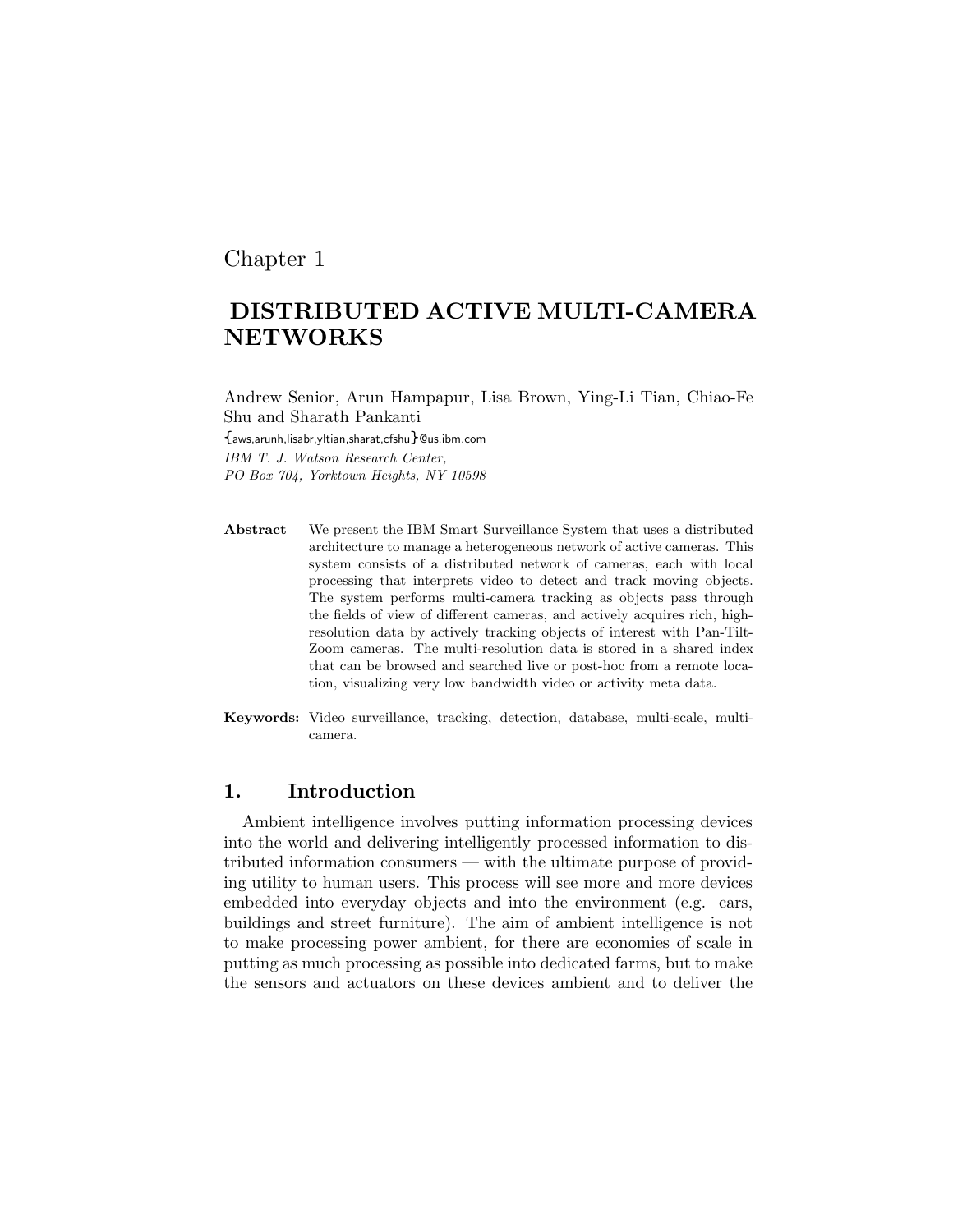Chapter 1

# DISTRIBUTED ACTIVE MULTI-CAMERA NETWORKS

Andrew Senior, Arun Hampapur, Lisa Brown, Ying-Li Tian, Chiao-Fe Shu and Sharath Pankanti

{aws,arunh,lisabr,yltian,sharat,cfshu}@us.ibm.com

*IBM T. J. Watson Research Center,*
*PO Box 704, Yorktown Heights, NY 10598*

**Abstract** We present the IBM Smart Surveillance System that uses a distributed architecture to manage a heterogeneous network of active cameras. This system consists of a distributed network of cameras, each with local processing that interprets video to detect and track moving objects. The system performs multi-camera tracking as objects pass through the fields of view of different cameras, and actively acquires rich, high-resolution data by actively tracking objects of interest with Pan-Tilt-Zoom cameras. The multi-resolution data is stored in a shared index that can be browsed and searched live or post-hoc from a remote location, visualizing very low bandwidth video or activity meta data.

**Keywords:** Video surveillance, tracking, detection, database, multi-scale, multi-camera.

## 1. Introduction

Ambient intelligence involves putting information processing devices into the world and delivering intelligently processed information to distributed information consumers — with the ultimate purpose of providing utility to human users. This process will see more and more devices embedded into everyday objects and into the environment (e.g. cars, buildings and street furniture). The aim of ambient intelligence is not to make processing power ambient, for there are economies of scale in putting as much processing as possible into dedicated farms, but to make the sensors and actuators on these devices ambient and to deliver the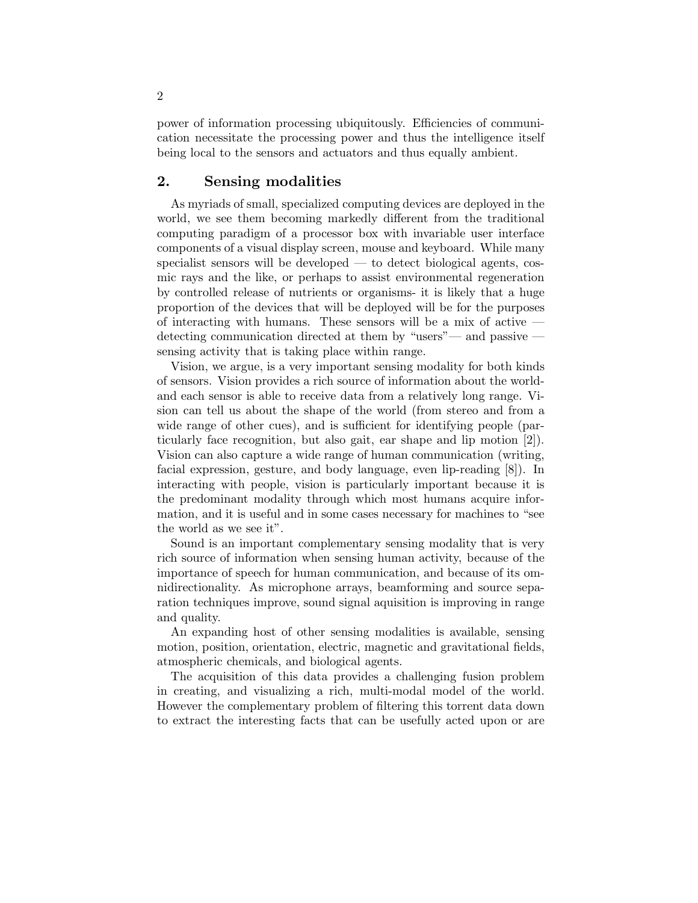power of information processing ubiquitously. Efficiencies of communication necessitate the processing power and thus the intelligence itself being local to the sensors and actuators and thus equally ambient.

## 2. Sensing modalities

As myriads of small, specialized computing devices are deployed in the world, we see them becoming markedly different from the traditional computing paradigm of a processor box with invariable user interface components of a visual display screen, mouse and keyboard. While many specialist sensors will be developed — to detect biological agents, cosmic rays and the like, or perhaps to assist environmental regeneration by controlled release of nutrients or organisms- it is likely that a huge proportion of the devices that will be deployed will be for the purposes of interacting with humans. These sensors will be a mix of active — detecting communication directed at them by "users"— and passive — sensing activity that is taking place within range.

Vision, we argue, is a very important sensing modality for both kinds of sensors. Vision provides a rich source of information about the world- and each sensor is able to receive data from a relatively long range. Vision can tell us about the shape of the world (from stereo and from a wide range of other cues), and is sufficient for identifying people (particularly face recognition, but also gait, ear shape and lip motion [2]). Vision can also capture a wide range of human communication (writing, facial expression, gesture, and body language, even lip-reading [8]). In interacting with people, vision is particularly important because it is the predominant modality through which most humans acquire information, and it is useful and in some cases necessary for machines to "see the world as we see it".

Sound is an important complementary sensing modality that is very rich source of information when sensing human activity, because of the importance of speech for human communication, and because of its omnidirectionality. As microphone arrays, beamforming and source separation techniques improve, sound signal aquisition is improving in range and quality.

An expanding host of other sensing modalities is available, sensing motion, position, orientation, electric, magnetic and gravitational fields, atmospheric chemicals, and biological agents.

The acquisition of this data provides a challenging fusion problem in creating, and visualizing a rich, multi-modal model of the world. However the complementary problem of filtering this torrent data down to extract the interesting facts that can be usefully acted upon or are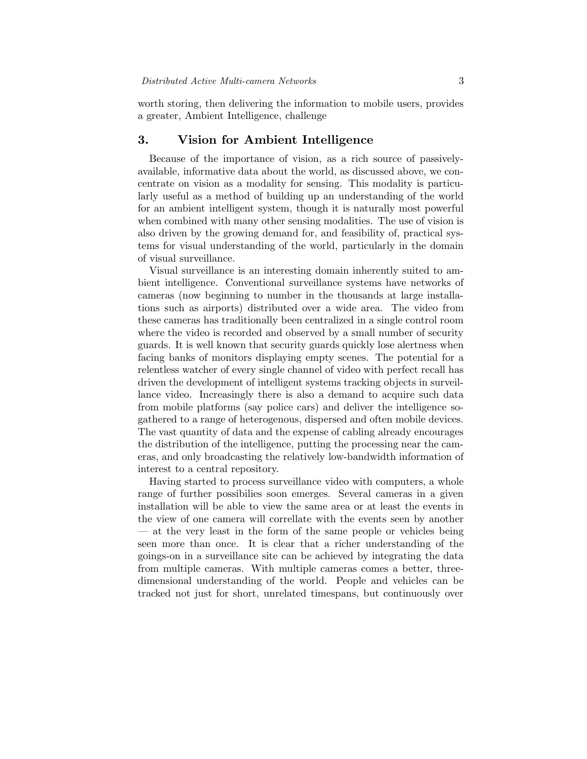worth storing, then delivering the information to mobile users, provides a greater, Ambient Intelligence, challenge

## 3. Vision for Ambient Intelligence

Because of the importance of vision, as a rich source of passively-available, informative data about the world, as discussed above, we concentrate on vision as a modality for sensing. This modality is particularly useful as a method of building up an understanding of the world for an ambient intelligent system, though it is naturally most powerful when combined with many other sensing modalities. The use of vision is also driven by the growing demand for, and feasibility of, practical systems for visual understanding of the world, particularly in the domain of visual surveillance.

Visual surveillance is an interesting domain inherently suited to ambient intelligence. Conventional surveillance systems have networks of cameras (now beginning to number in the thousands at large installations such as airports) distributed over a wide area. The video from these cameras has traditionally been centralized in a single control room where the video is recorded and observed by a small number of security guards. It is well known that security guards quickly lose alertness when facing banks of monitors displaying empty scenes. The potential for a relentless watcher of every single channel of video with perfect recall has driven the development of intelligent systems tracking objects in surveillance video. Increasingly there is also a demand to acquire such data from mobile platforms (say police cars) and deliver the intelligence so-gathered to a range of heterogenous, dispersed and often mobile devices. The vast quantity of data and the expense of cabling already encourages the distribution of the intelligence, putting the processing near the cameras, and only broadcasting the relatively low-bandwidth information of interest to a central repository.

Having started to process surveillance video with computers, a whole range of further possibilies soon emerges. Several cameras in a given installation will be able to view the same area or at least the events in the view of one camera will correllate with the events seen by another — at the very least in the form of the same people or vehicles being seen more than once. It is clear that a richer understanding of the goings-on in a surveillance site can be achieved by integrating the data from multiple cameras. With multiple cameras comes a better, three-dimensional understanding of the world. People and vehicles can be tracked not just for short, unrelated timespans, but continuously over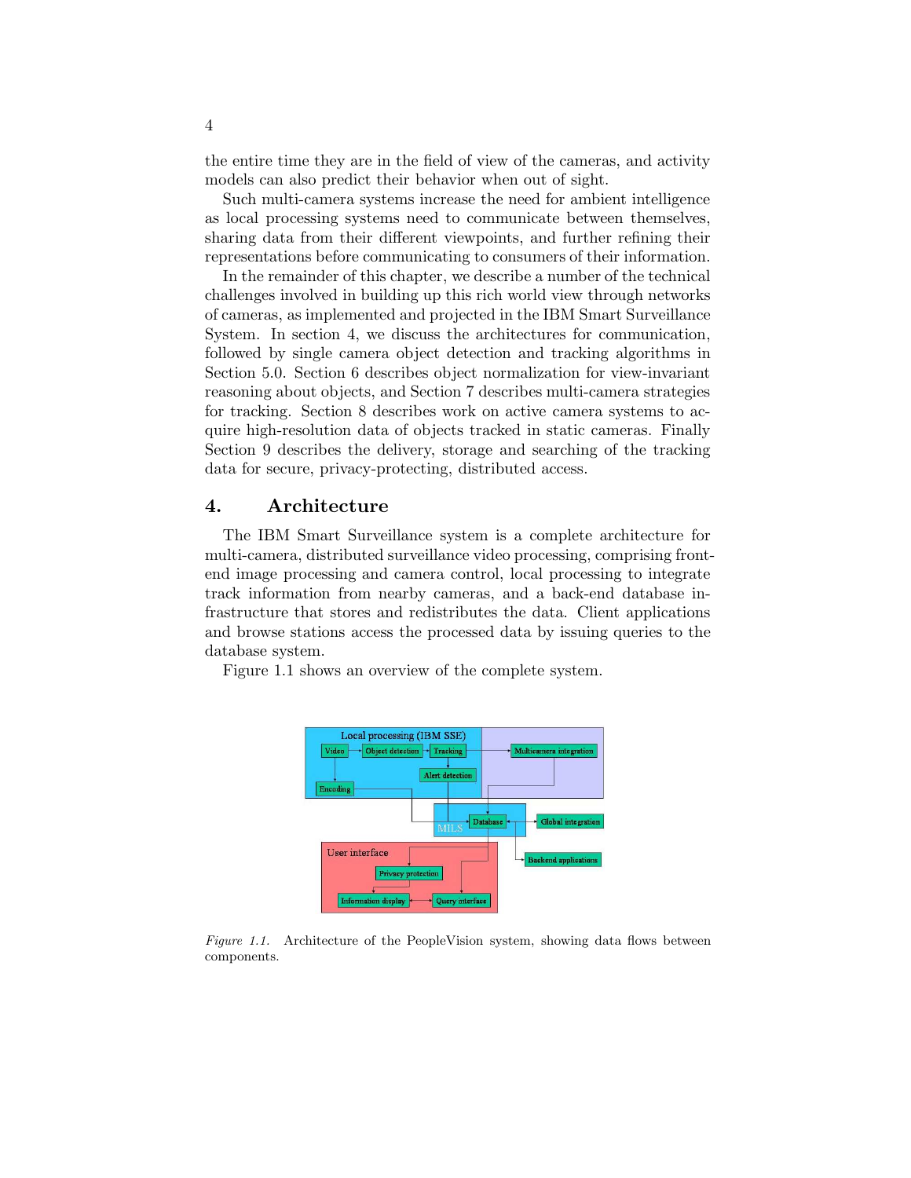the entire time they are in the field of view of the cameras, and activity models can also predict their behavior when out of sight.

Such multi-camera systems increase the need for ambient intelligence as local processing systems need to communicate between themselves, sharing data from their different viewpoints, and further refining their representations before communicating to consumers of their information.

In the remainder of this chapter, we describe a number of the technical challenges involved in building up this rich world view through networks of cameras, as implemented and projected in the IBM Smart Surveillance System. In section 4, we discuss the architectures for communication, followed by single camera object detection and tracking algorithms in Section 5.0. Section 6 describes object normalization for view-invariant reasoning about objects, and Section 7 describes multi-camera strategies for tracking. Section 8 describes work on active camera systems to acquire high-resolution data of objects tracked in static cameras. Finally Section 9 describes the delivery, storage and searching of the tracking data for secure, privacy-protecting, distributed access.

## 4. Architecture

The IBM Smart Surveillance system is a complete architecture for multi-camera, distributed surveillance video processing, comprising front-end image processing and camera control, local processing to integrate track information from nearby cameras, and a back-end database infrastructure that stores and redistributes the data. Client applications and browse stations access the processed data by issuing queries to the database system.

Figure 1.1 shows an overview of the complete system.

*Figure 1.1.* Architecture of the PeopleVision system, showing data flows between components.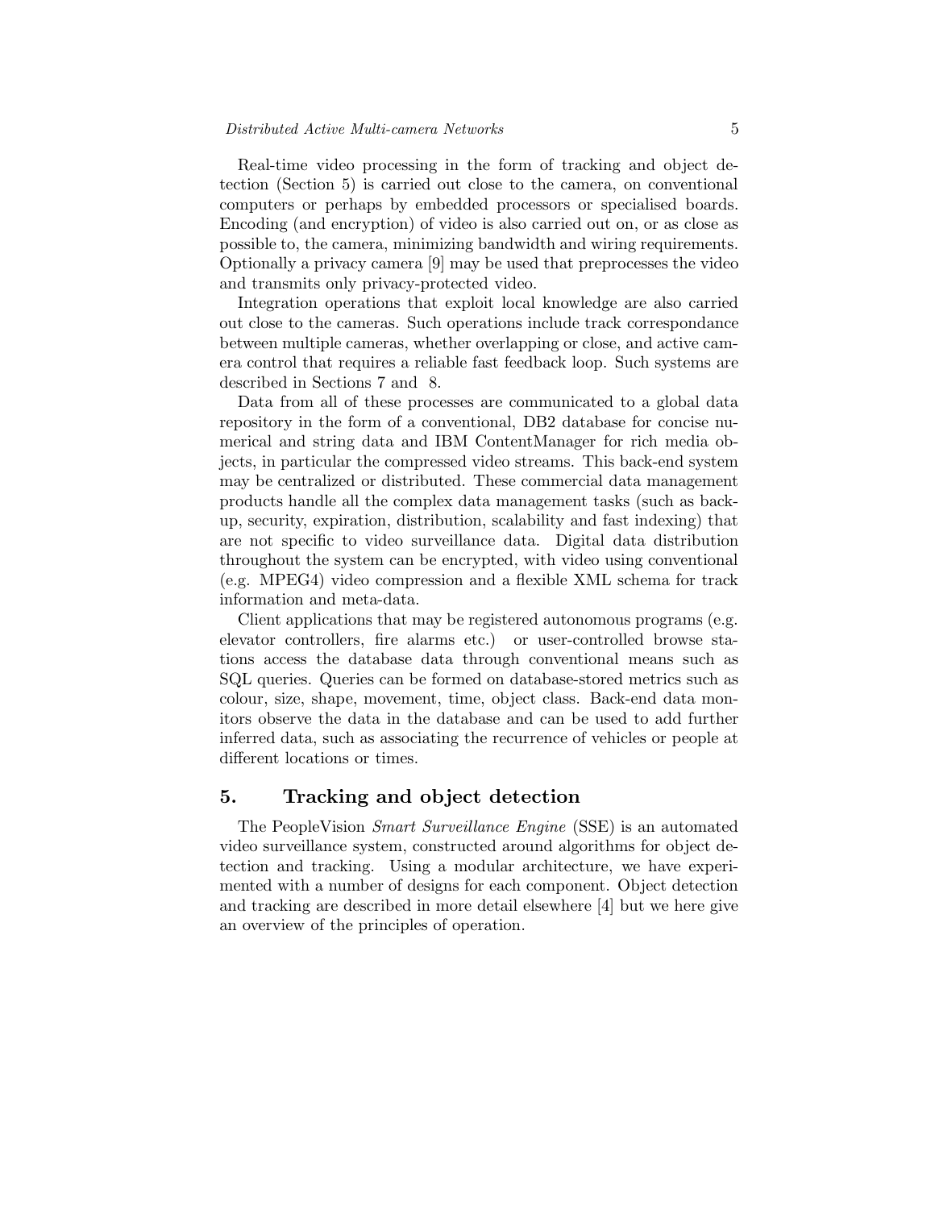Real-time video processing in the form of tracking and object detection (Section 5) is carried out close to the camera, on conventional computers or perhaps by embedded processors or specialised boards. Encoding (and encryption) of video is also carried out on, or as close as possible to, the camera, minimizing bandwidth and wiring requirements. Optionally a privacy camera [9] may be used that preprocesses the video and transmits only privacy-protected video.

Integration operations that exploit local knowledge are also carried out close to the cameras. Such operations include track correspondance between multiple cameras, whether overlapping or close, and active camera control that requires a reliable fast feedback loop. Such systems are described in Sections 7 and 8.

Data from all of these processes are communicated to a global data repository in the form of a conventional, DB2 database for concise numerical and string data and IBM ContentManager for rich media objects, in particular the compressed video streams. This back-end system may be centralized or distributed. These commercial data management products handle all the complex data management tasks (such as backup, security, expiration, distribution, scalability and fast indexing) that are not specific to video surveillance data. Digital data distribution throughout the system can be encrypted, with video using conventional (e.g. MPEG4) video compression and a flexible XML schema for track information and meta-data.

Client applications that may be registered autonomous programs (e.g. elevator controllers, fire alarms etc.) or user-controlled browse stations access the database data through conventional means such as SQL queries. Queries can be formed on database-stored metrics such as colour, size, shape, movement, time, object class. Back-end data monitors observe the data in the database and can be used to add further inferred data, such as associating the recurrence of vehicles or people at different locations or times.

## 5. Tracking and object detection

The PeopleVision *Smart Surveillance Engine* (SSE) is an automated video surveillance system, constructed around algorithms for object detection and tracking. Using a modular architecture, we have experimented with a number of designs for each component. Object detection and tracking are described in more detail elsewhere [4] but we here give an overview of the principles of operation.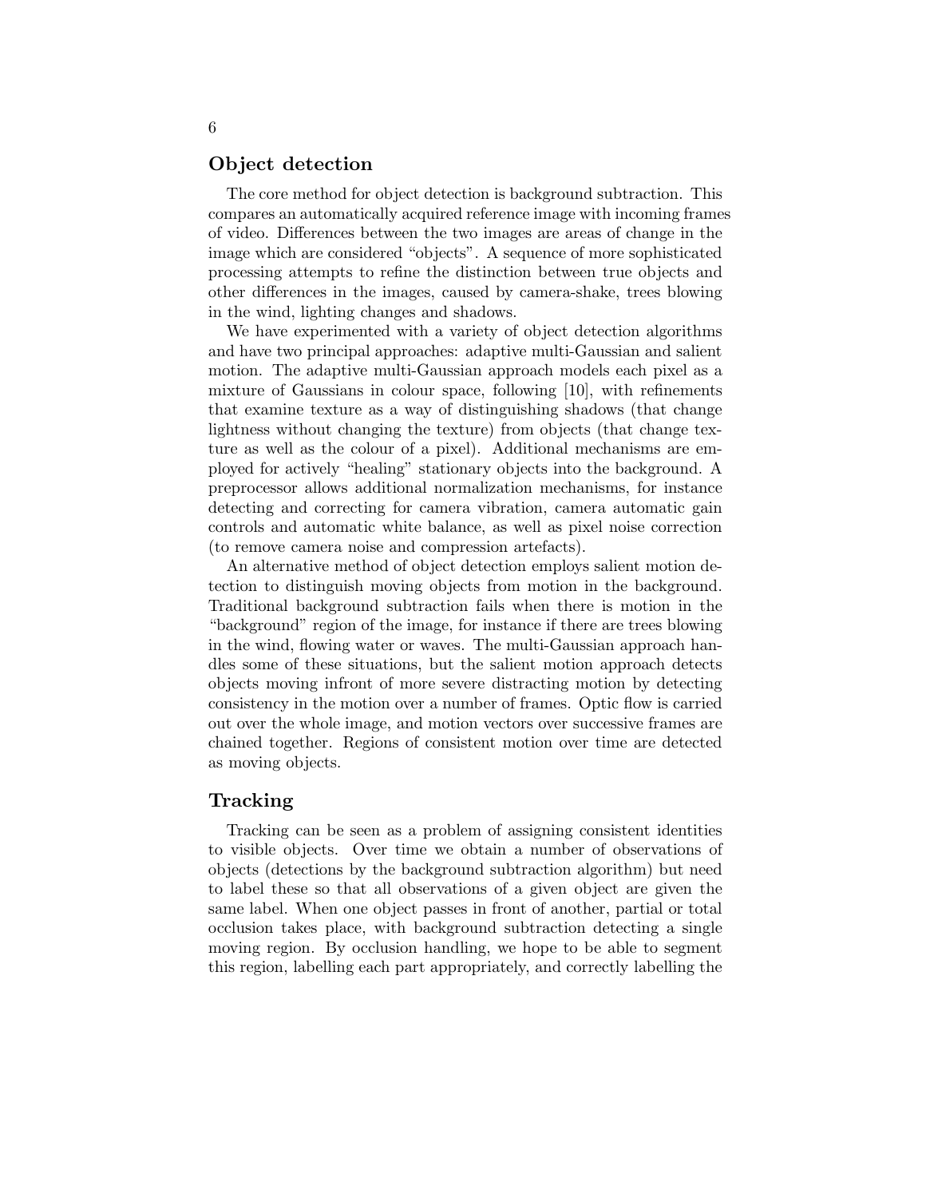## Object detection

The core method for object detection is background subtraction. This compares an automatically acquired reference image with incoming frames of video. Differences between the two images are areas of change in the image which are considered "objects". A sequence of more sophisticated processing attempts to refine the distinction between true objects and other differences in the images, caused by camera-shake, trees blowing in the wind, lighting changes and shadows.

We have experimented with a variety of object detection algorithms and have two principal approaches: adaptive multi-Gaussian and salient motion. The adaptive multi-Gaussian approach models each pixel as a mixture of Gaussians in colour space, following [10], with refinements that examine texture as a way of distinguishing shadows (that change lightness without changing the texture) from objects (that change texture as well as the colour of a pixel). Additional mechanisms are employed for actively "healing" stationary objects into the background. A preprocessor allows additional normalization mechanisms, for instance detecting and correcting for camera vibration, camera automatic gain controls and automatic white balance, as well as pixel noise correction (to remove camera noise and compression artefacts).

An alternative method of object detection employs salient motion detection to distinguish moving objects from motion in the background. Traditional background subtraction fails when there is motion in the "background" region of the image, for instance if there are trees blowing in the wind, flowing water or waves. The multi-Gaussian approach handles some of these situations, but the salient motion approach detects objects moving infront of more severe distracting motion by detecting consistency in the motion over a number of frames. Optic flow is carried out over the whole image, and motion vectors over successive frames are chained together. Regions of consistent motion over time are detected as moving objects.

## Tracking

Tracking can be seen as a problem of assigning consistent identities to visible objects. Over time we obtain a number of observations of objects (detections by the background subtraction algorithm) but need to label these so that all observations of a given object are given the same label. When one object passes in front of another, partial or total occlusion takes place, with background subtraction detecting a single moving region. By occlusion handling, we hope to be able to segment this region, labelling each part appropriately, and correctly labelling the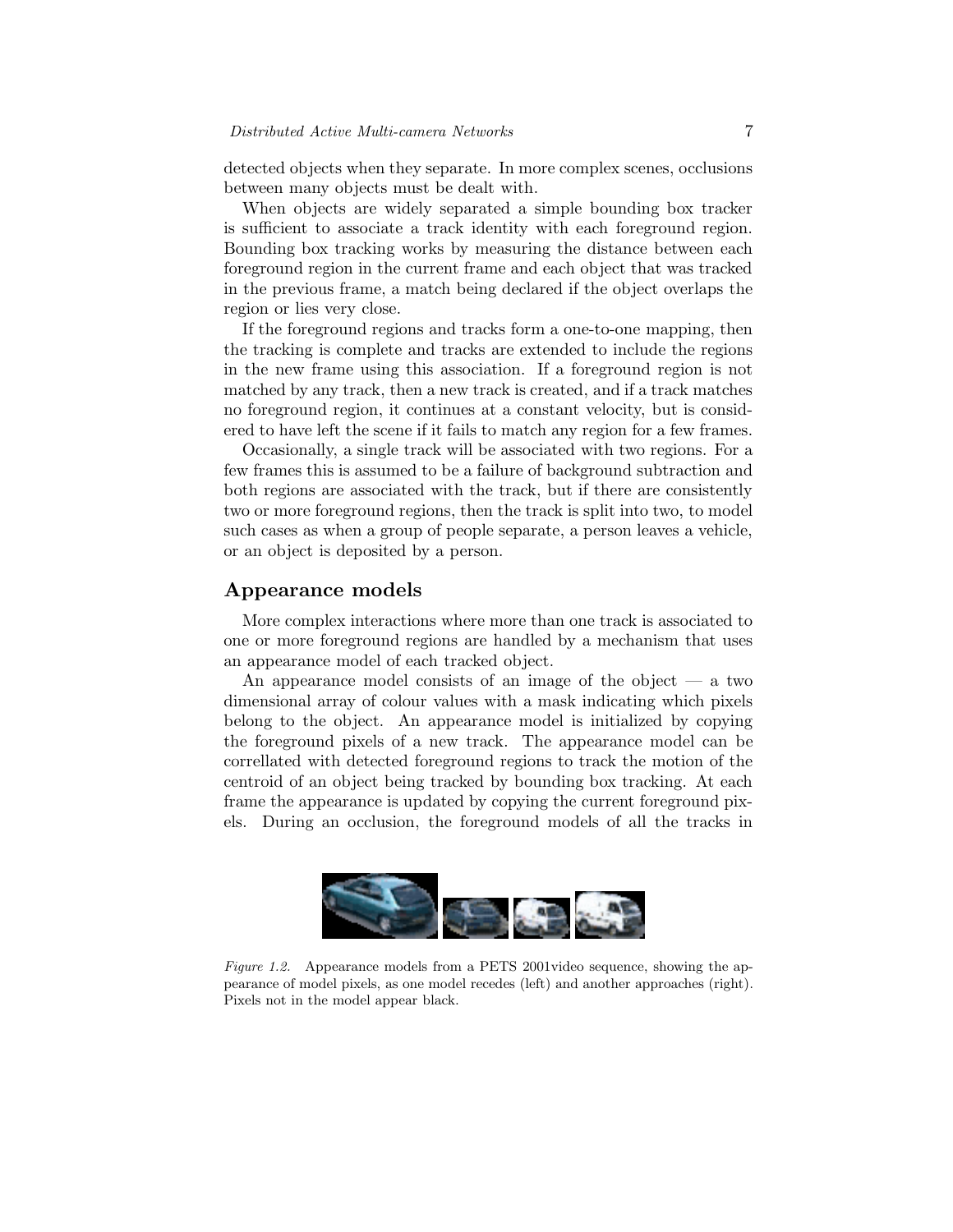detected objects when they separate. In more complex scenes, occlusions between many objects must be dealt with.

When objects are widely separated a simple bounding box tracker is sufficient to associate a track identity with each foreground region. Bounding box tracking works by measuring the distance between each foreground region in the current frame and each object that was tracked in the previous frame, a match being declared if the object overlaps the region or lies very close.

If the foreground regions and tracks form a one-to-one mapping, then the tracking is complete and tracks are extended to include the regions in the new frame using this association. If a foreground region is not matched by any track, then a new track is created, and if a track matches no foreground region, it continues at a constant velocity, but is considered to have left the scene if it fails to match any region for a few frames.

Occasionally, a single track will be associated with two regions. For a few frames this is assumed to be a failure of background subtraction and both regions are associated with the track, but if there are consistently two or more foreground regions, then the track is split into two, to model such cases as when a group of people separate, a person leaves a vehicle, or an object is deposited by a person.

## Appearance models

More complex interactions where more than one track is associated to one or more foreground regions are handled by a mechanism that uses an appearance model of each tracked object.

An appearance model consists of an image of the object — a two dimensional array of colour values with a mask indicating which pixels belong to the object. An appearance model is initialized by copying the foreground pixels of a new track. The appearance model can be correllated with detected foreground regions to track the motion of the centroid of an object being tracked by bounding box tracking. At each frame the appearance is updated by copying the current foreground pixels. During an occlusion, the foreground models of all the tracks in

*Figure 1.2.* Appearance models from a PETS 2001video sequence, showing the appearance of model pixels, as one model recedes (left) and another approaches (right). Pixels not in the model appear black.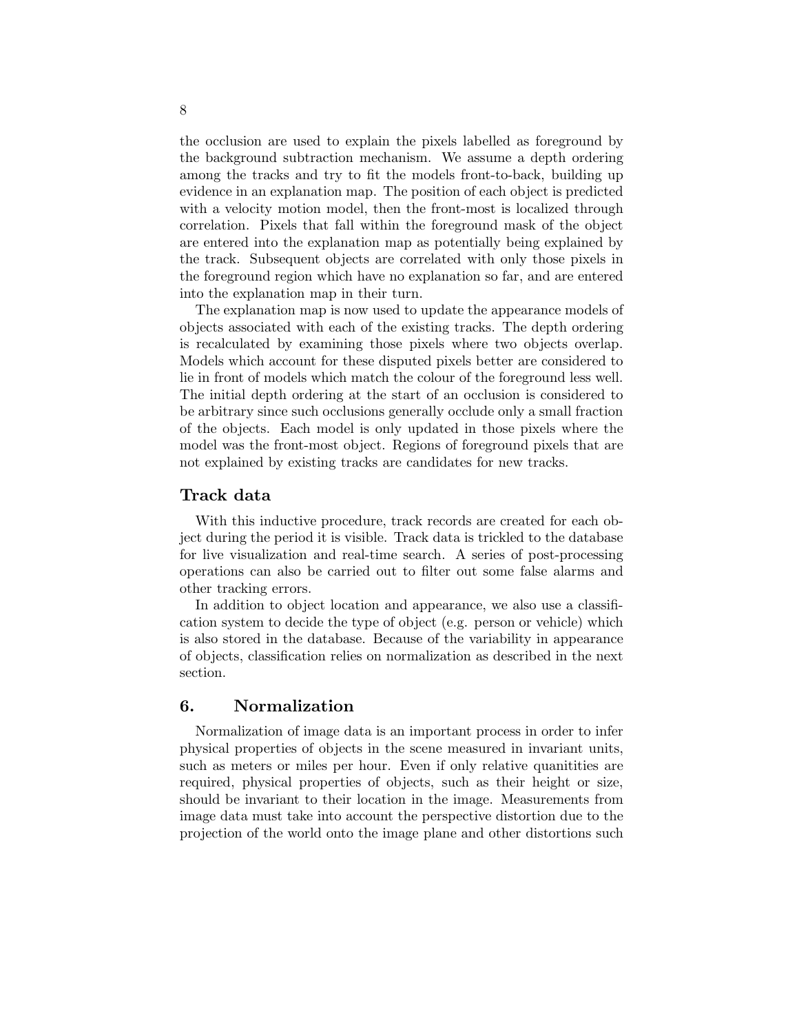the occlusion are used to explain the pixels labelled as foreground by the background subtraction mechanism. We assume a depth ordering among the tracks and try to fit the models front-to-back, building up evidence in an explanation map. The position of each object is predicted with a velocity motion model, then the front-most is localized through correlation. Pixels that fall within the foreground mask of the object are entered into the explanation map as potentially being explained by the track. Subsequent objects are correlated with only those pixels in the foreground region which have no explanation so far, and are entered into the explanation map in their turn.

The explanation map is now used to update the appearance models of objects associated with each of the existing tracks. The depth ordering is recalculated by examining those pixels where two objects overlap. Models which account for these disputed pixels better are considered to lie in front of models which match the colour of the foreground less well. The initial depth ordering at the start of an occlusion is considered to be arbitrary since such occlusions generally occlude only a small fraction of the objects. Each model is only updated in those pixels where the model was the front-most object. Regions of foreground pixels that are not explained by existing tracks are candidates for new tracks.

### Track data

With this inductive procedure, track records are created for each object during the period it is visible. Track data is trickled to the database for live visualization and real-time search. A series of post-processing operations can also be carried out to filter out some false alarms and other tracking errors.

In addition to object location and appearance, we also use a classification system to decide the type of object (e.g. person or vehicle) which is also stored in the database. Because of the variability in appearance of objects, classification relies on normalization as described in the next section.

## 6. Normalization

Normalization of image data is an important process in order to infer physical properties of objects in the scene measured in invariant units, such as meters or miles per hour. Even if only relative quanitities are required, physical properties of objects, such as their height or size, should be invariant to their location in the image. Measurements from image data must take into account the perspective distortion due to the projection of the world onto the image plane and other distortions such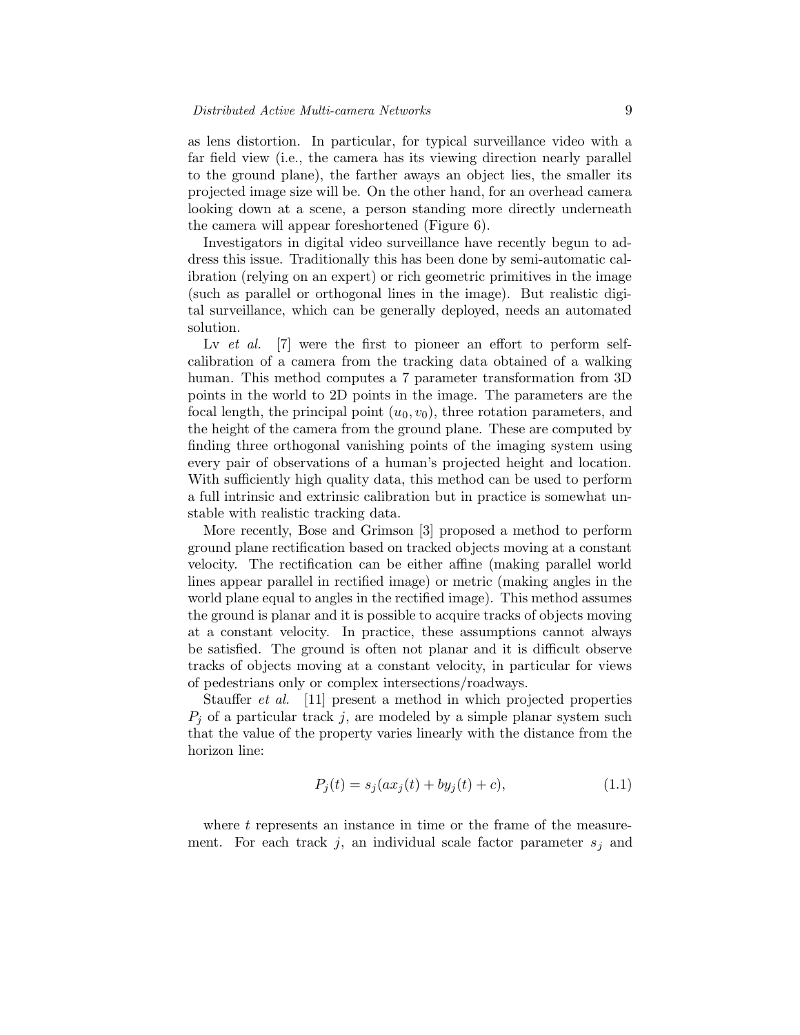as lens distortion. In particular, for typical surveillance video with a far field view (i.e., the camera has its viewing direction nearly parallel to the ground plane), the farther aways an object lies, the smaller its projected image size will be. On the other hand, for an overhead camera looking down at a scene, a person standing more directly underneath the camera will appear foreshortened (Figure 6).

Investigators in digital video surveillance have recently begun to address this issue. Traditionally this has been done by semi-automatic calibration (relying on an expert) or rich geometric primitives in the image (such as parallel or orthogonal lines in the image). But realistic digital surveillance, which can be generally deployed, needs an automated solution.

Lv *et al.* [7] were the first to pioneer an effort to perform self-calibration of a camera from the tracking data obtained of a walking human. This method computes a 7 parameter transformation from 3D points in the world to 2D points in the image. The parameters are the focal length, the principal point $(u_0, v_0)$, three rotation parameters, and the height of the camera from the ground plane. These are computed by finding three orthogonal vanishing points of the imaging system using every pair of observations of a human's projected height and location. With sufficiently high quality data, this method can be used to perform a full intrinsic and extrinsic calibration but in practice is somewhat unstable with realistic tracking data.

More recently, Bose and Grimson [3] proposed a method to perform ground plane rectification based on tracked objects moving at a constant velocity. The rectification can be either affine (making parallel world lines appear parallel in rectified image) or metric (making angles in the world plane equal to angles in the rectified image). This method assumes the ground is planar and it is possible to acquire tracks of objects moving at a constant velocity. In practice, these assumptions cannot always be satisfied. The ground is often not planar and it is difficult observe tracks of objects moving at a constant velocity, in particular for views of pedestrians only or complex intersections/roadways.

Stauffer *et al.* [11] present a method in which projected properties $P_j$ of a particular track $j$, are modeled by a simple planar system such that the value of the property varies linearly with the distance from the horizon line:

$$P_j(t) = s_j(ax_j(t) + by_j(t) + c), \tag{1.1}$$

where $t$ represents an instance in time or the frame of the measurement. For each track $j$, an individual scale factor parameter $s_j$ and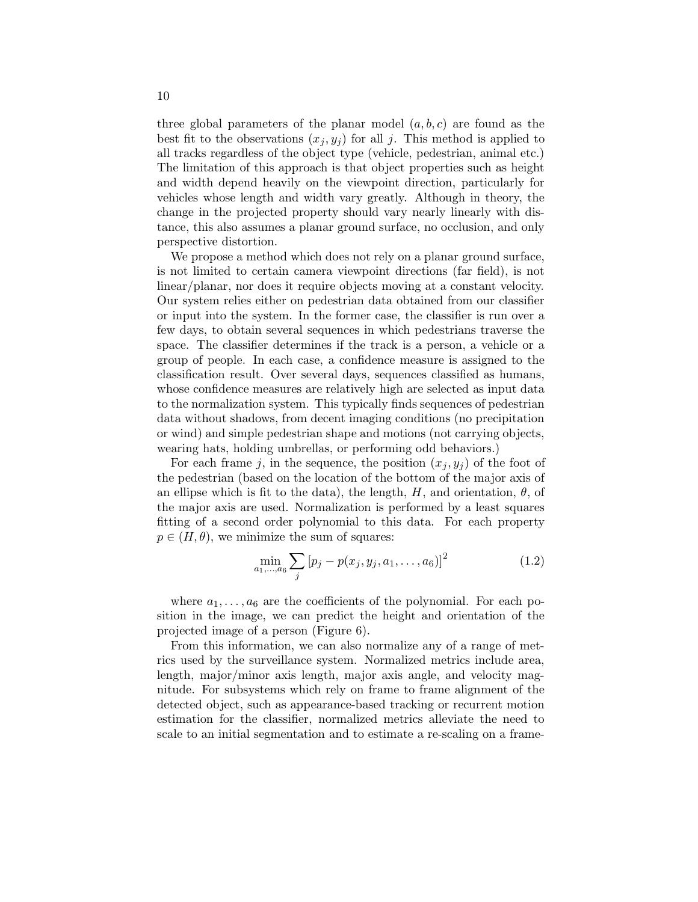three global parameters of the planar model $(a, b, c)$ are found as the best fit to the observations $(x_j, y_j)$ for all $j$. This method is applied to all tracks regardless of the object type (vehicle, pedestrian, animal etc.) The limitation of this approach is that object properties such as height and width depend heavily on the viewpoint direction, particularly for vehicles whose length and width vary greatly. Although in theory, the change in the projected property should vary nearly linearly with distance, this also assumes a planar ground surface, no occlusion, and only perspective distortion.

We propose a method which does not rely on a planar ground surface, is not limited to certain camera viewpoint directions (far field), is not linear/planar, nor does it require objects moving at a constant velocity. Our system relies either on pedestrian data obtained from our classifier or input into the system. In the former case, the classifier is run over a few days, to obtain several sequences in which pedestrians traverse the space. The classifier determines if the track is a person, a vehicle or a group of people. In each case, a confidence measure is assigned to the classification result. Over several days, sequences classified as humans, whose confidence measures are relatively high are selected as input data to the normalization system. This typically finds sequences of pedestrian data without shadows, from decent imaging conditions (no precipitation or wind) and simple pedestrian shape and motions (not carrying objects, wearing hats, holding umbrellas, or performing odd behaviors.)

For each frame $j$, in the sequence, the position $(x_j, y_j)$ of the foot of the pedestrian (based on the location of the bottom of the major axis of an ellipse which is fit to the data), the length, $H$, and orientation, $\theta$, of the major axis are used. Normalization is performed by a least squares fitting of a second order polynomial to this data. For each property $p \in (H, \theta)$, we minimize the sum of squares:

$$\min_{a_1,\ldots,a_6} \sum_j \left[p_j - p(x_j, y_j, a_1, \ldots, a_6)\right]^2 \tag{1.2}$$

where $a_1, \ldots, a_6$ are the coefficients of the polynomial. For each position in the image, we can predict the height and orientation of the projected image of a person (Figure 6).

From this information, we can also normalize any of a range of metrics used by the surveillance system. Normalized metrics include area, length, major/minor axis length, major axis angle, and velocity magnitude. For subsystems which rely on frame to frame alignment of the detected object, such as appearance-based tracking or recurrent motion estimation for the classifier, normalized metrics alleviate the need to scale to an initial segmentation and to estimate a re-scaling on a frame-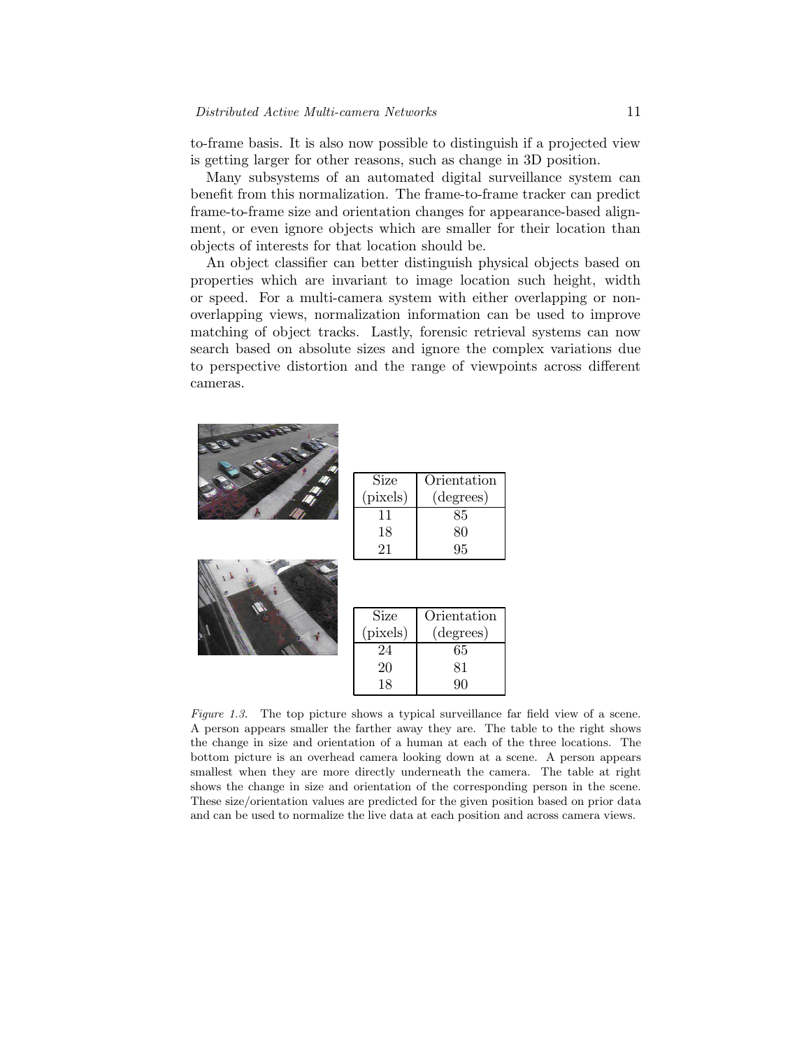to-frame basis. It is also now possible to distinguish if a projected view is getting larger for other reasons, such as change in 3D position.

Many subsystems of an automated digital surveillance system can benefit from this normalization. The frame-to-frame tracker can predict frame-to-frame size and orientation changes for appearance-based alignment, or even ignore objects which are smaller for their location than objects of interests for that location should be.

An object classifier can better distinguish physical objects based on properties which are invariant to image location such height, width or speed. For a multi-camera system with either overlapping or non-overlapping views, normalization information can be used to improve matching of object tracks. Lastly, forensic retrieval systems can now search based on absolute sizes and ignore the complex variations due to perspective distortion and the range of viewpoints across different cameras.

| Size (pixels) | Orientation (degrees) |
|---|---|
| 11 | 85 |
| 18 | 80 |
| 21 | 95 |

| Size (pixels) | Orientation (degrees) |
|---|---|
| 24 | 65 |
| 20 | 81 |
| 18 | 90 |

*Figure 1.3.* The top picture shows a typical surveillance far field view of a scene. A person appears smaller the farther away they are. The table to the right shows the change in size and orientation of a human at each of the three locations. The bottom picture is an overhead camera looking down at a scene. A person appears smallest when they are more directly underneath the camera. The table at right shows the change in size and orientation of the corresponding person in the scene. These size/orientation values are predicted for the given position based on prior data and can be used to normalize the live data at each position and across camera views.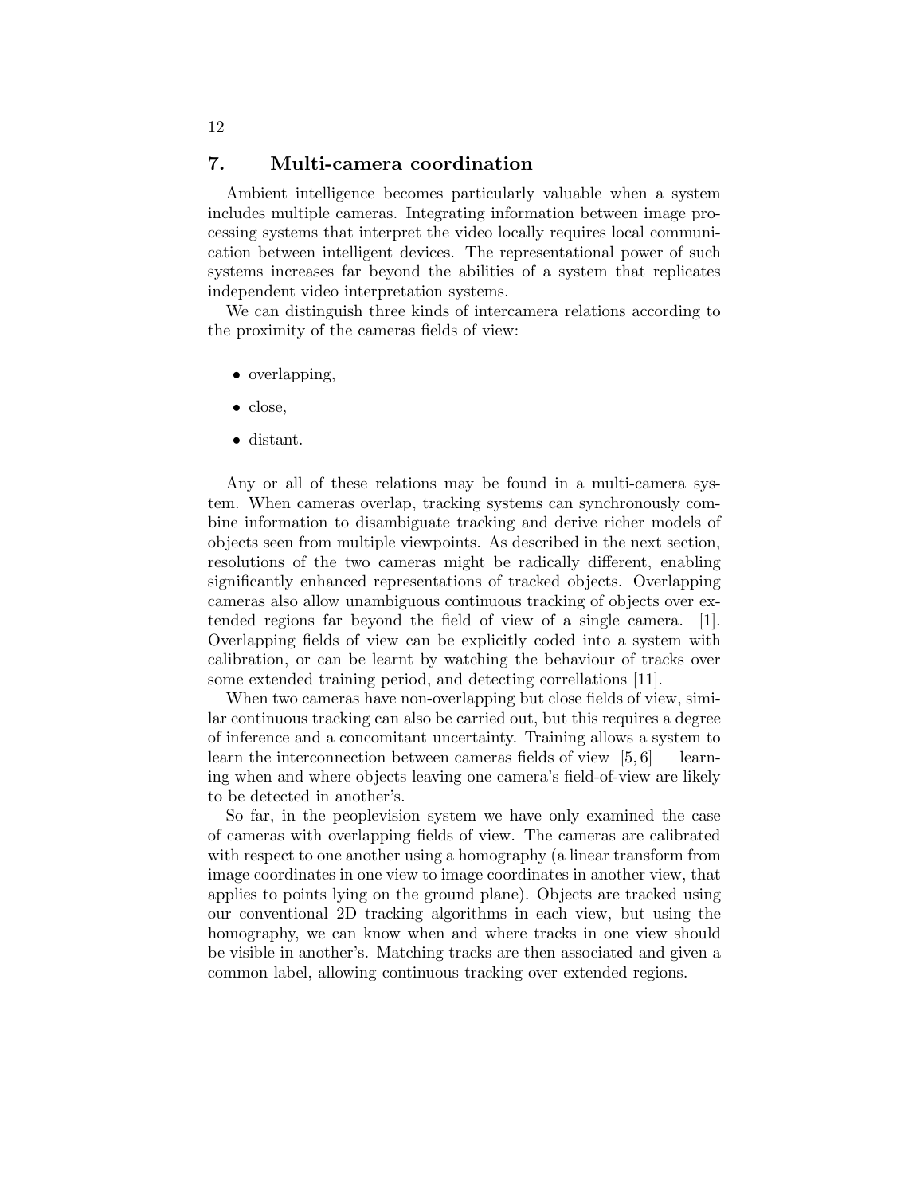## 7. Multi-camera coordination

Ambient intelligence becomes particularly valuable when a system includes multiple cameras. Integrating information between image processing systems that interpret the video locally requires local communication between intelligent devices. The representational power of such systems increases far beyond the abilities of a system that replicates independent video interpretation systems.

We can distinguish three kinds of intercamera relations according to the proximity of the cameras fields of view:

- overlapping,
- close,
- distant.

Any or all of these relations may be found in a multi-camera system. When cameras overlap, tracking systems can synchronously combine information to disambiguate tracking and derive richer models of objects seen from multiple viewpoints. As described in the next section, resolutions of the two cameras might be radically different, enabling significantly enhanced representations of tracked objects. Overlapping cameras also allow unambiguous continuous tracking of objects over extended regions far beyond the field of view of a single camera. [1]. Overlapping fields of view can be explicitly coded into a system with calibration, or can be learnt by watching the behaviour of tracks over some extended training period, and detecting correllations [11].

When two cameras have non-overlapping but close fields of view, similar continuous tracking can also be carried out, but this requires a degree of inference and a concomitant uncertainty. Training allows a system to learn the interconnection between cameras fields of view [5, 6] — learning when and where objects leaving one camera's field-of-view are likely to be detected in another's.

So far, in the peoplevision system we have only examined the case of cameras with overlapping fields of view. The cameras are calibrated with respect to one another using a homography (a linear transform from image coordinates in one view to image coordinates in another view, that applies to points lying on the ground plane). Objects are tracked using our conventional 2D tracking algorithms in each view, but using the homography, we can know when and where tracks in one view should be visible in another's. Matching tracks are then associated and given a common label, allowing continuous tracking over extended regions.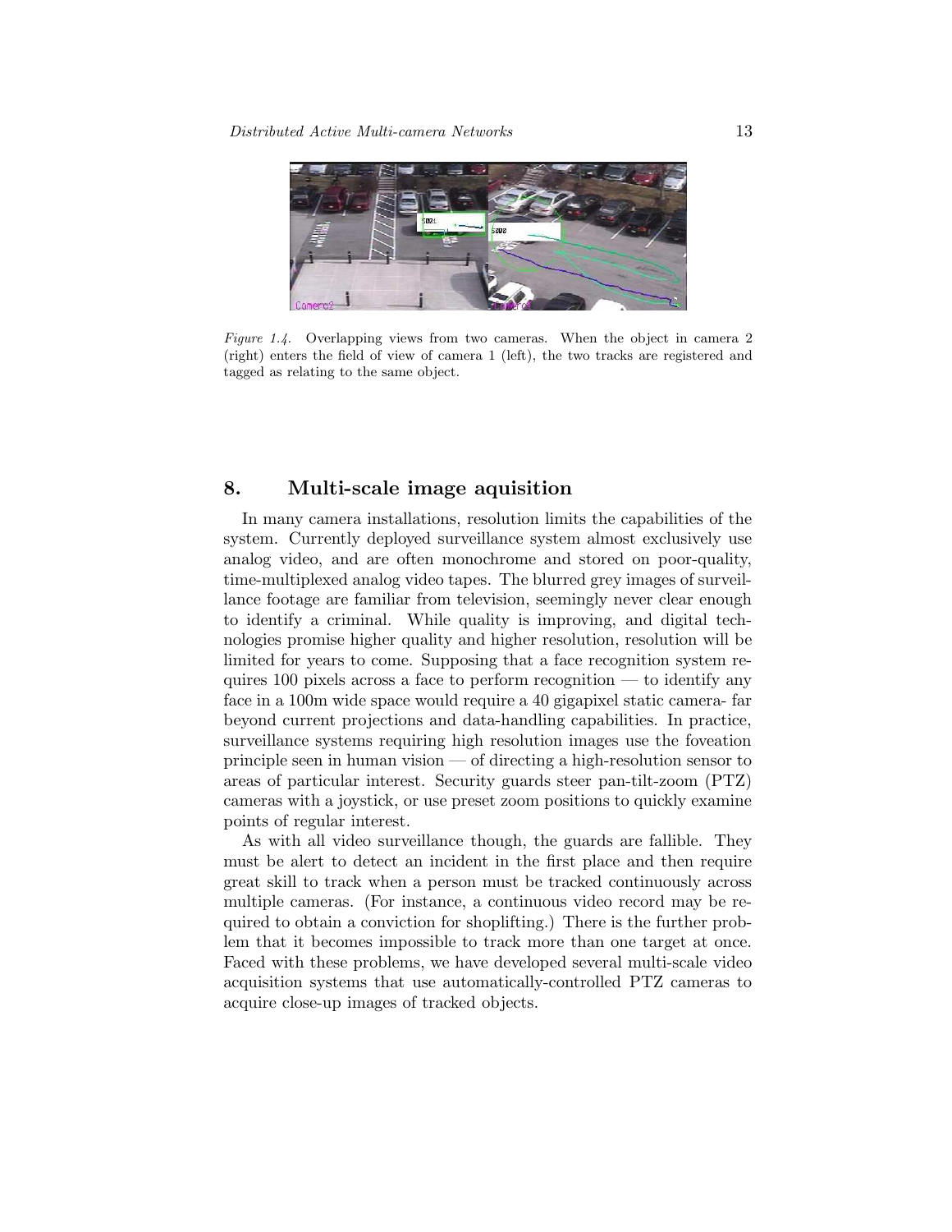*Figure 1.4.* Overlapping views from two cameras. When the object in camera 2 (right) enters the field of view of camera 1 (left), the two tracks are registered and tagged as relating to the same object.

## 8. Multi-scale image aquisition

In many camera installations, resolution limits the capabilities of the system. Currently deployed surveillance system almost exclusively use analog video, and are often monochrome and stored on poor-quality, time-multiplexed analog video tapes. The blurred grey images of surveillance footage are familiar from television, seemingly never clear enough to identify a criminal. While quality is improving, and digital technologies promise higher quality and higher resolution, resolution will be limited for years to come. Supposing that a face recognition system requires 100 pixels across a face to perform recognition — to identify any face in a 100m wide space would require a 40 gigapixel static camera- far beyond current projections and data-handling capabilities. In practice, surveillance systems requiring high resolution images use the foveation principle seen in human vision — of directing a high-resolution sensor to areas of particular interest. Security guards steer pan-tilt-zoom (PTZ) cameras with a joystick, or use preset zoom positions to quickly examine points of regular interest.

As with all video surveillance though, the guards are fallible. They must be alert to detect an incident in the first place and then require great skill to track when a person must be tracked continuously across multiple cameras. (For instance, a continuous video record may be required to obtain a conviction for shoplifting.) There is the further problem that it becomes impossible to track more than one target at once. Faced with these problems, we have developed several multi-scale video acquisition systems that use automatically-controlled PTZ cameras to acquire close-up images of tracked objects.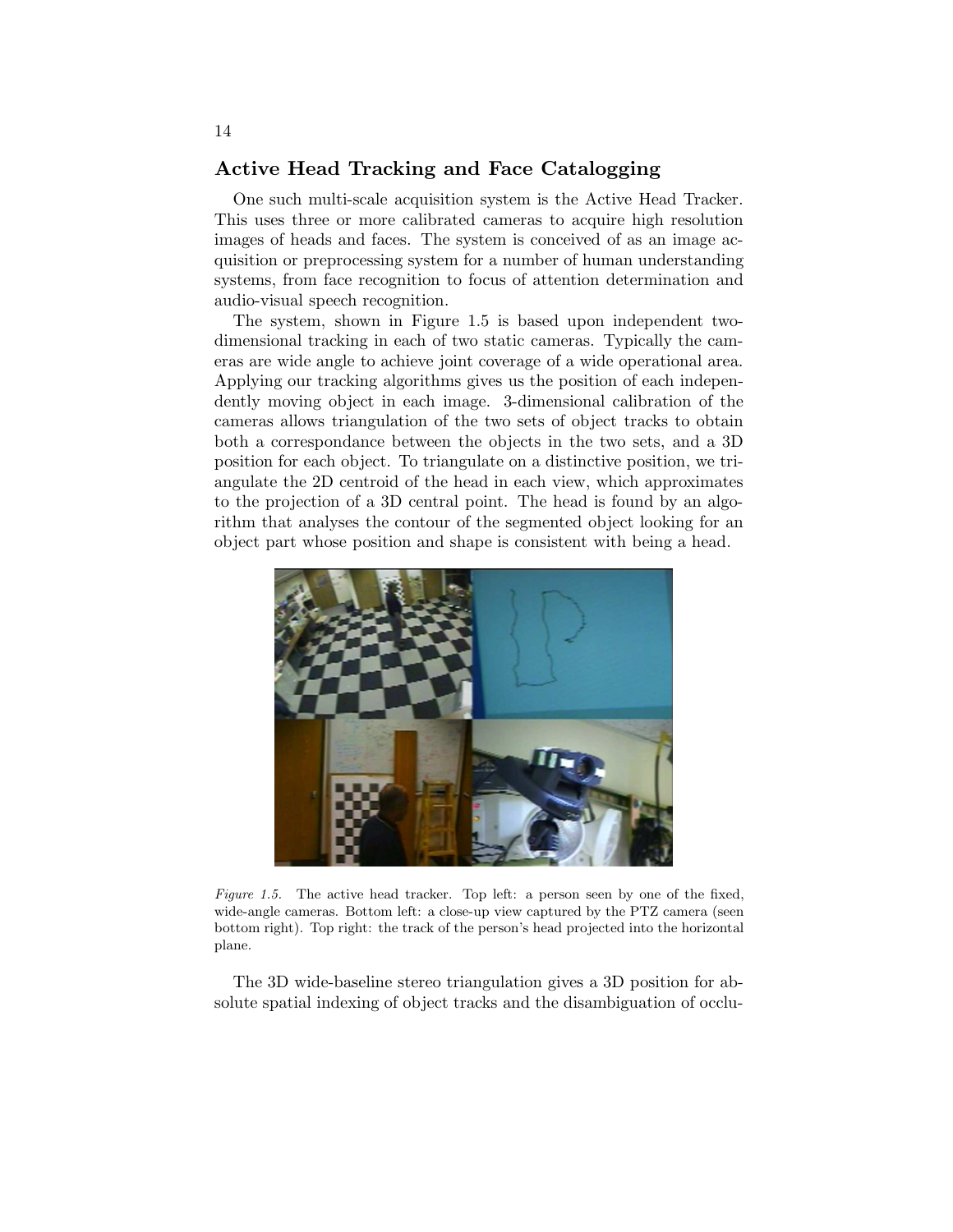## Active Head Tracking and Face Catalogging

One such multi-scale acquisition system is the Active Head Tracker. This uses three or more calibrated cameras to acquire high resolution images of heads and faces. The system is conceived of as an image acquisition or preprocessing system for a number of human understanding systems, from face recognition to focus of attention determination and audio-visual speech recognition.

The system, shown in Figure 1.5 is based upon independent two-dimensional tracking in each of two static cameras. Typically the cameras are wide angle to achieve joint coverage of a wide operational area. Applying our tracking algorithms gives us the position of each independently moving object in each image. 3-dimensional calibration of the cameras allows triangulation of the two sets of object tracks to obtain both a correspondance between the objects in the two sets, and a 3D position for each object. To triangulate on a distinctive position, we triangulate the 2D centroid of the head in each view, which approximates to the projection of a 3D central point. The head is found by an algorithm that analyses the contour of the segmented object looking for an object part whose position and shape is consistent with being a head.

*Figure 1.5.* The active head tracker. Top left: a person seen by one of the fixed, wide-angle cameras. Bottom left: a close-up view captured by the PTZ camera (seen bottom right). Top right: the track of the person's head projected into the horizontal plane.

The 3D wide-baseline stereo triangulation gives a 3D position for absolute spatial indexing of object tracks and the disambiguation of occlu-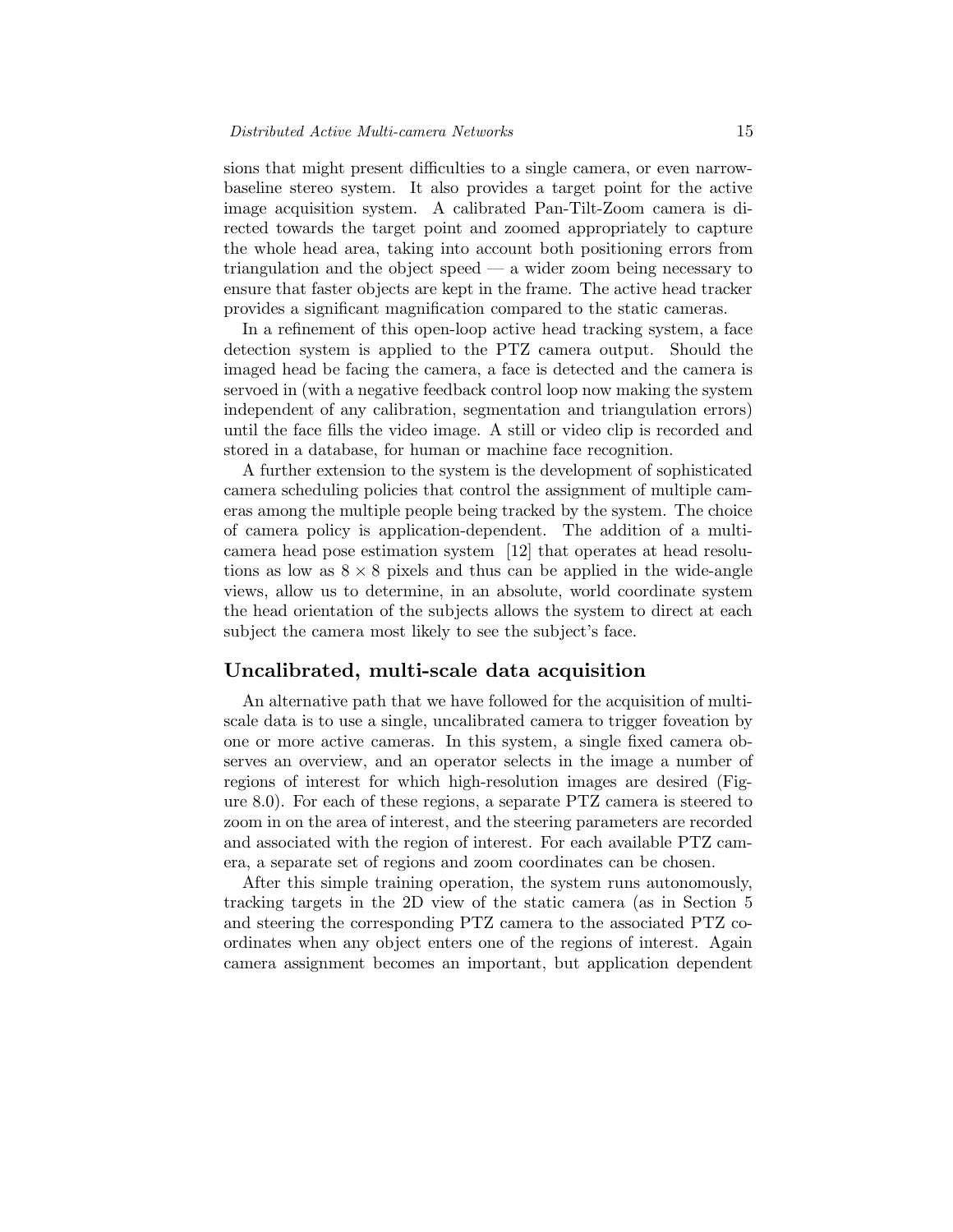sions that might present difficulties to a single camera, or even narrow-baseline stereo system. It also provides a target point for the active image acquisition system. A calibrated Pan-Tilt-Zoom camera is directed towards the target point and zoomed appropriately to capture the whole head area, taking into account both positioning errors from triangulation and the object speed — a wider zoom being necessary to ensure that faster objects are kept in the frame. The active head tracker provides a significant magnification compared to the static cameras.

In a refinement of this open-loop active head tracking system, a face detection system is applied to the PTZ camera output. Should the imaged head be facing the camera, a face is detected and the camera is servoed in (with a negative feedback control loop now making the system independent of any calibration, segmentation and triangulation errors) until the face fills the video image. A still or video clip is recorded and stored in a database, for human or machine face recognition.

A further extension to the system is the development of sophisticated camera scheduling policies that control the assignment of multiple cameras among the multiple people being tracked by the system. The choice of camera policy is application-dependent. The addition of a multi-camera head pose estimation system [12] that operates at head resolutions as low as $8 \times 8$ pixels and thus can be applied in the wide-angle views, allow us to determine, in an absolute, world coordinate system the head orientation of the subjects allows the system to direct at each subject the camera most likely to see the subject's face.

## Uncalibrated, multi-scale data acquisition

An alternative path that we have followed for the acquisition of multi-scale data is to use a single, uncalibrated camera to trigger foveation by one or more active cameras. In this system, a single fixed camera observes an overview, and an operator selects in the image a number of regions of interest for which high-resolution images are desired (Figure 8.0). For each of these regions, a separate PTZ camera is steered to zoom in on the area of interest, and the steering parameters are recorded and associated with the region of interest. For each available PTZ camera, a separate set of regions and zoom coordinates can be chosen.

After this simple training operation, the system runs autonomously, tracking targets in the 2D view of the static camera (as in Section 5 and steering the corresponding PTZ camera to the associated PTZ coordinates when any object enters one of the regions of interest. Again camera assignment becomes an important, but application dependent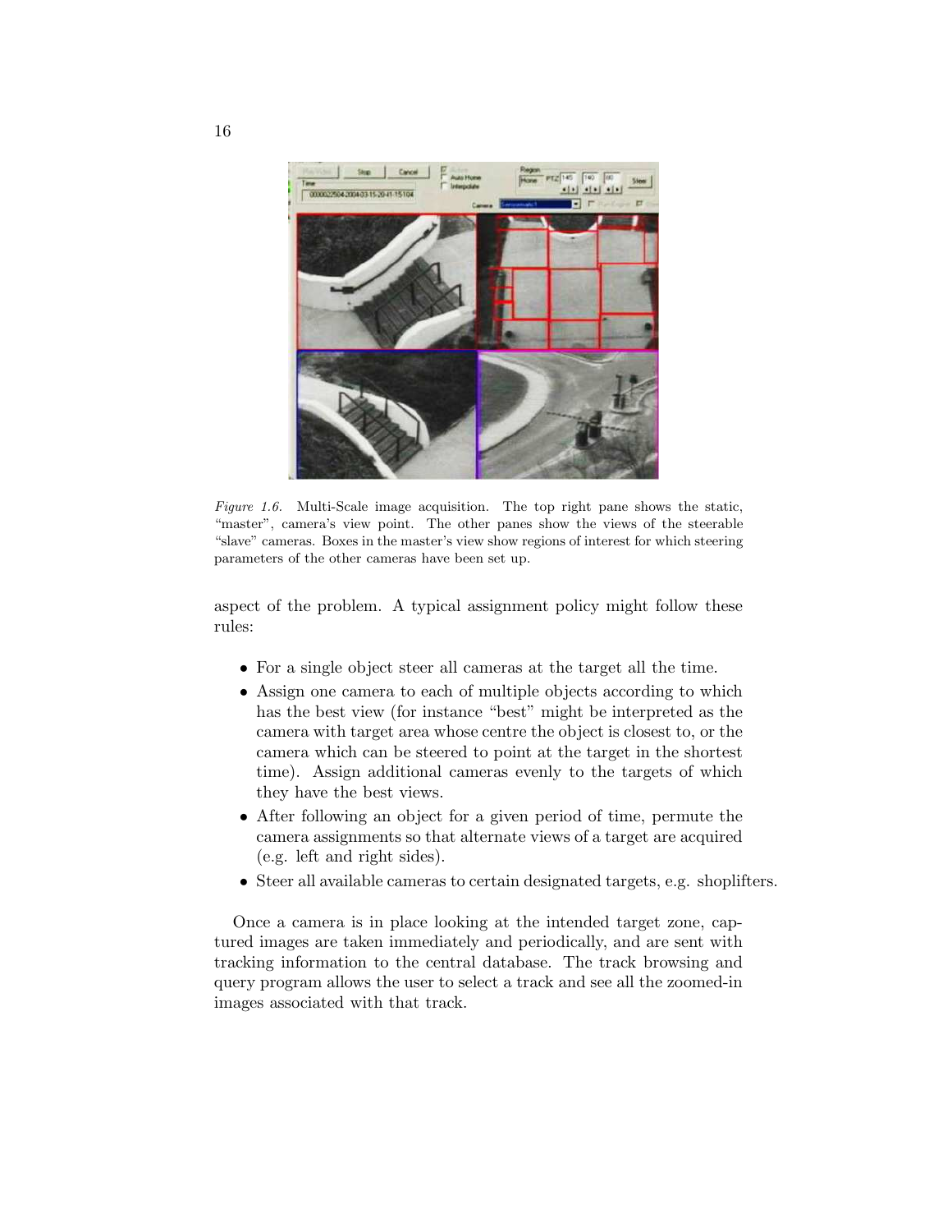*Figure 1.6.* Multi-Scale image acquisition. The top right pane shows the static, "master", camera's view point. The other panes show the views of the steerable "slave" cameras. Boxes in the master's view show regions of interest for which steering parameters of the other cameras have been set up.

aspect of the problem. A typical assignment policy might follow these rules:

- For a single object steer all cameras at the target all the time.
- Assign one camera to each of multiple objects according to which has the best view (for instance "best" might be interpreted as the camera with target area whose centre the object is closest to, or the camera which can be steered to point at the target in the shortest time). Assign additional cameras evenly to the targets of which they have the best views.
- After following an object for a given period of time, permute the camera assignments so that alternate views of a target are acquired (e.g. left and right sides).
- Steer all available cameras to certain designated targets, e.g. shoplifters.

Once a camera is in place looking at the intended target zone, captured images are taken immediately and periodically, and are sent with tracking information to the central database. The track browsing and query program allows the user to select a track and see all the zoomed-in images associated with that track.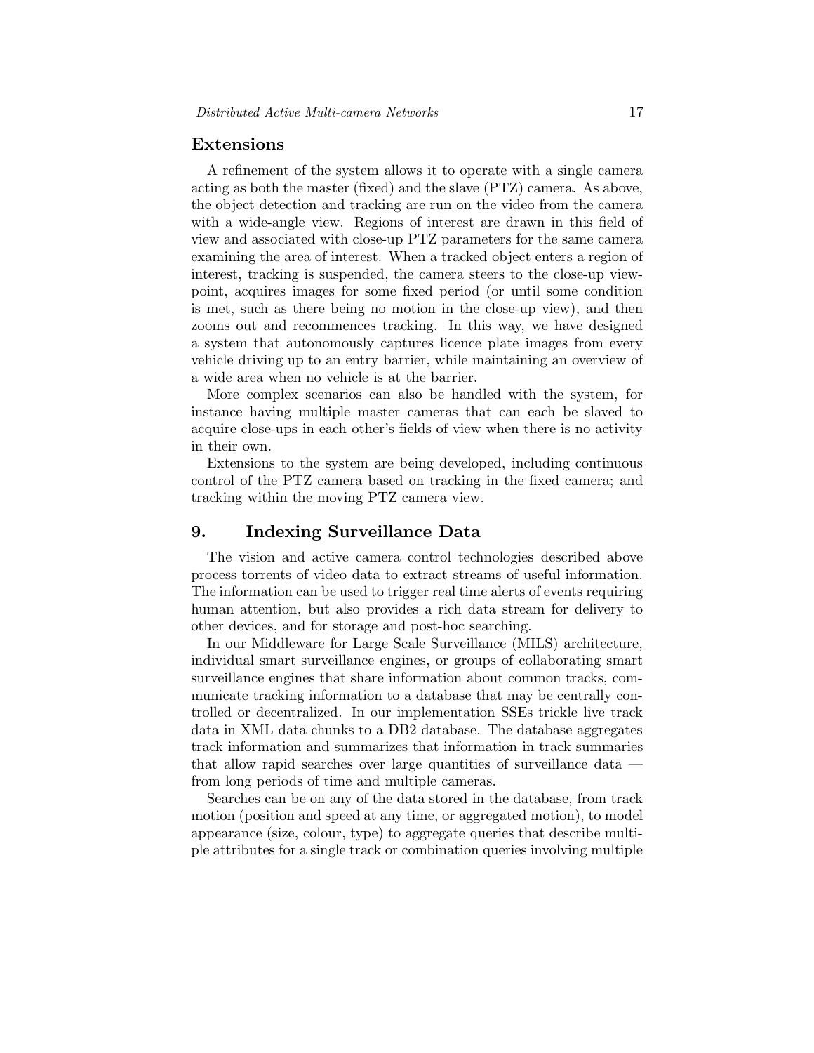### Extensions

A refinement of the system allows it to operate with a single camera acting as both the master (fixed) and the slave (PTZ) camera. As above, the object detection and tracking are run on the video from the camera with a wide-angle view. Regions of interest are drawn in this field of view and associated with close-up PTZ parameters for the same camera examining the area of interest. When a tracked object enters a region of interest, tracking is suspended, the camera steers to the close-up viewpoint, acquires images for some fixed period (or until some condition is met, such as there being no motion in the close-up view), and then zooms out and recommences tracking. In this way, we have designed a system that autonomously captures licence plate images from every vehicle driving up to an entry barrier, while maintaining an overview of a wide area when no vehicle is at the barrier.

More complex scenarios can also be handled with the system, for instance having multiple master cameras that can each be slaved to acquire close-ups in each other's fields of view when there is no activity in their own.

Extensions to the system are being developed, including continuous control of the PTZ camera based on tracking in the fixed camera; and tracking within the moving PTZ camera view.

## 9. Indexing Surveillance Data

The vision and active camera control technologies described above process torrents of video data to extract streams of useful information. The information can be used to trigger real time alerts of events requiring human attention, but also provides a rich data stream for delivery to other devices, and for storage and post-hoc searching.

In our Middleware for Large Scale Surveillance (MILS) architecture, individual smart surveillance engines, or groups of collaborating smart surveillance engines that share information about common tracks, communicate tracking information to a database that may be centrally controlled or decentralized. In our implementation SSEs trickle live track data in XML data chunks to a DB2 database. The database aggregates track information and summarizes that information in track summaries that allow rapid searches over large quantities of surveillance data — from long periods of time and multiple cameras.

Searches can be on any of the data stored in the database, from track motion (position and speed at any time, or aggregated motion), to model appearance (size, colour, type) to aggregate queries that describe multiple attributes for a single track or combination queries involving multiple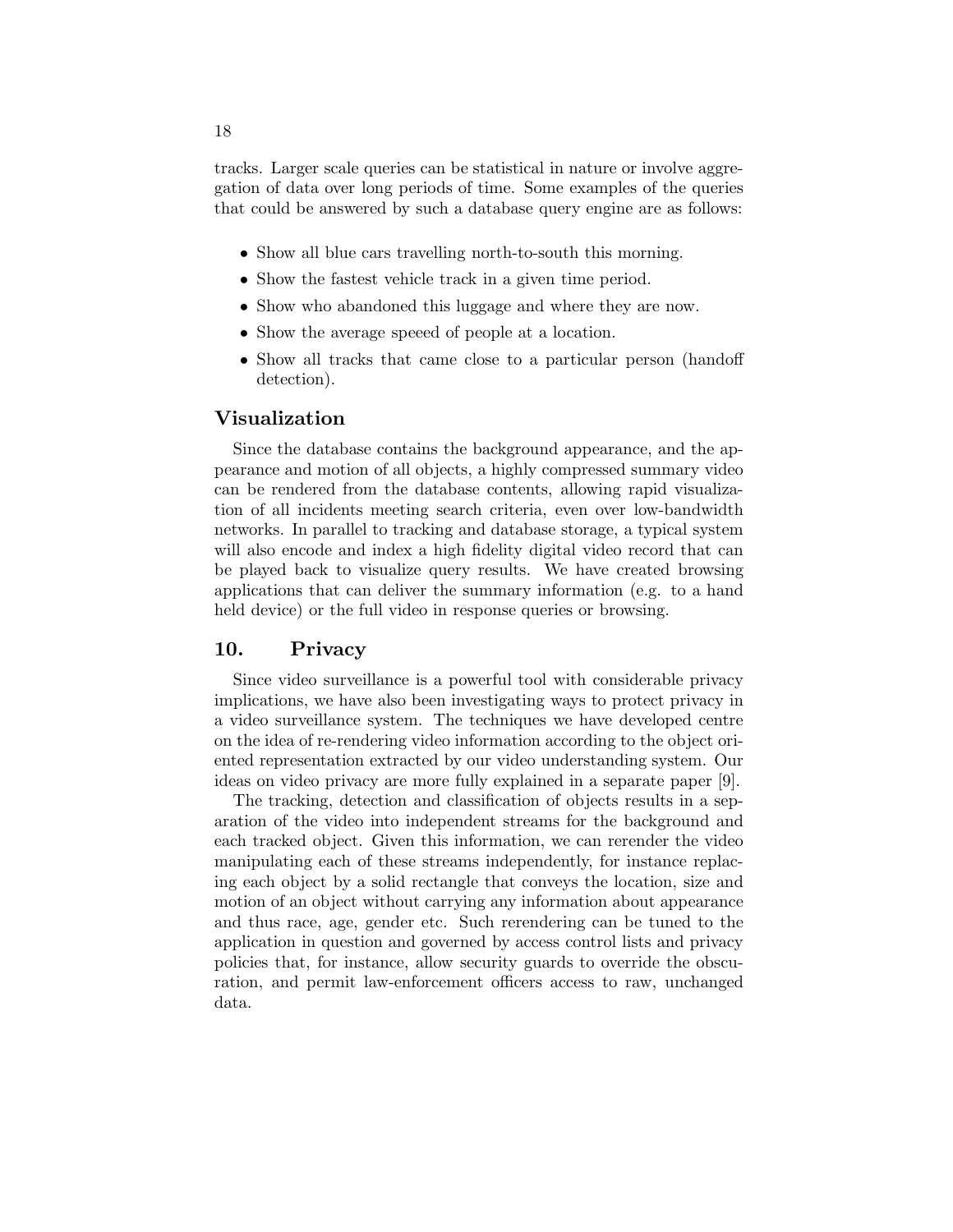tracks. Larger scale queries can be statistical in nature or involve aggregation of data over long periods of time. Some examples of the queries that could be answered by such a database query engine are as follows:

- Show all blue cars travelling north-to-south this morning.
- Show the fastest vehicle track in a given time period.
- Show who abandoned this luggage and where they are now.
- Show the average speeed of people at a location.
- Show all tracks that came close to a particular person (handoff detection).

### Visualization

Since the database contains the background appearance, and the appearance and motion of all objects, a highly compressed summary video can be rendered from the database contents, allowing rapid visualization of all incidents meeting search criteria, even over low-bandwidth networks. In parallel to tracking and database storage, a typical system will also encode and index a high fidelity digital video record that can be played back to visualize query results. We have created browsing applications that can deliver the summary information (e.g. to a hand held device) or the full video in response queries or browsing.

## 10. Privacy

Since video surveillance is a powerful tool with considerable privacy implications, we have also been investigating ways to protect privacy in a video surveillance system. The techniques we have developed centre on the idea of re-rendering video information according to the object oriented representation extracted by our video understanding system. Our ideas on video privacy are more fully explained in a separate paper [9].

The tracking, detection and classification of objects results in a separation of the video into independent streams for the background and each tracked object. Given this information, we can rerender the video manipulating each of these streams independently, for instance replacing each object by a solid rectangle that conveys the location, size and motion of an object without carrying any information about appearance and thus race, age, gender etc. Such rerendering can be tuned to the application in question and governed by access control lists and privacy policies that, for instance, allow security guards to override the obscuration, and permit law-enforcement officers access to raw, unchanged data.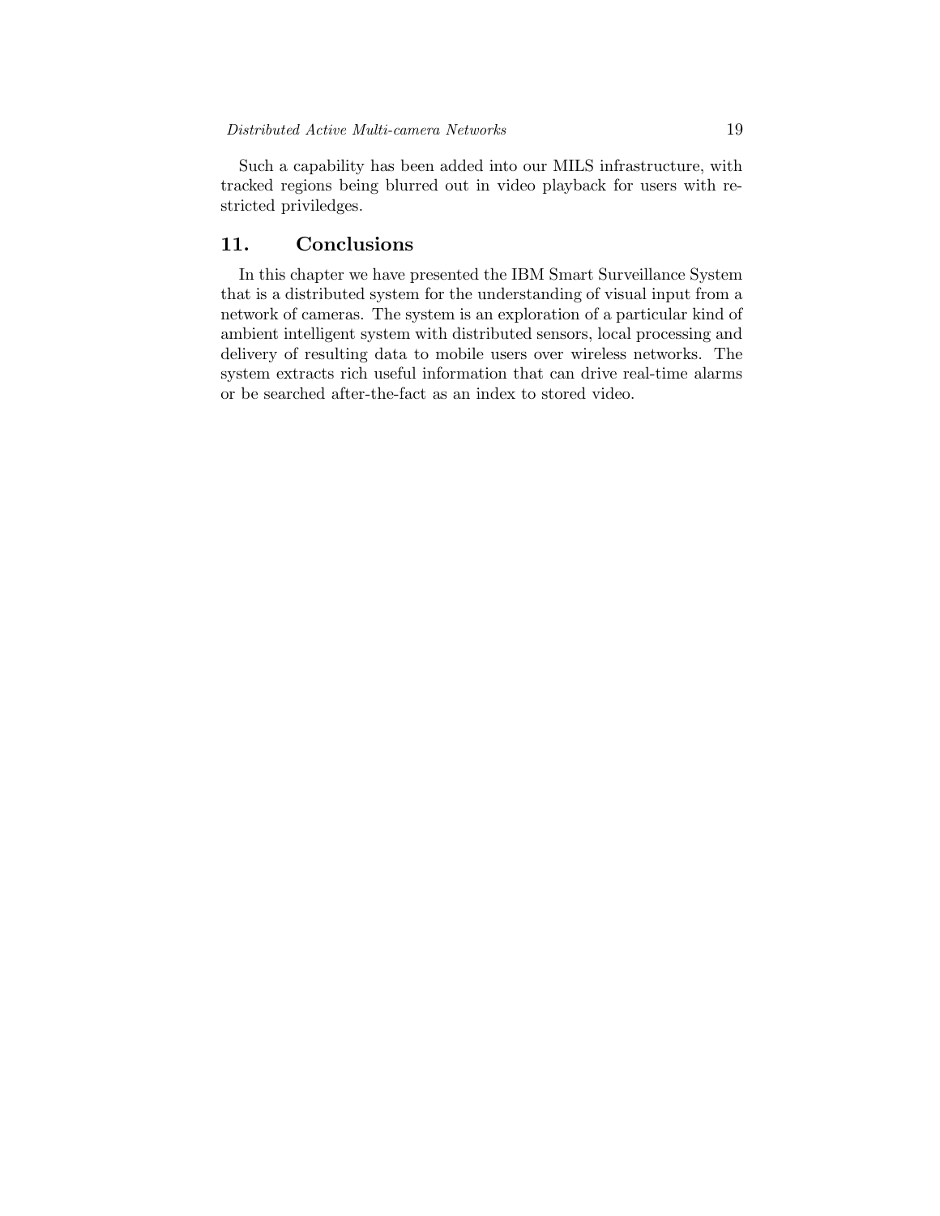Such a capability has been added into our MILS infrastructure, with tracked regions being blurred out in video playback for users with restricted priviledges.

## 11. Conclusions

In this chapter we have presented the IBM Smart Surveillance System that is a distributed system for the understanding of visual input from a network of cameras. The system is an exploration of a particular kind of ambient intelligent system with distributed sensors, local processing and delivery of resulting data to mobile users over wireless networks. The system extracts rich useful information that can drive real-time alarms or be searched after-the-fact as an index to stored video.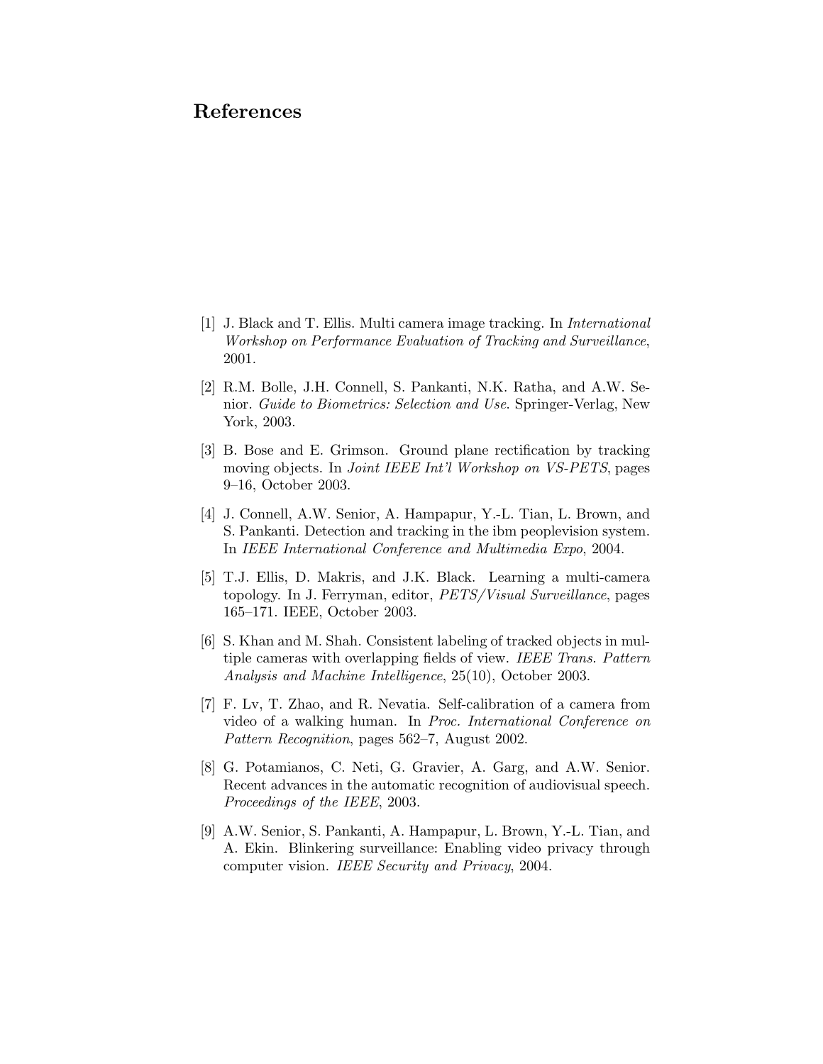# References

[1] J. Black and T. Ellis. Multi camera image tracking. In *International Workshop on Performance Evaluation of Tracking and Surveillance*, 2001.

[2] R.M. Bolle, J.H. Connell, S. Pankanti, N.K. Ratha, and A.W. Senior. *Guide to Biometrics: Selection and Use*. Springer-Verlag, New York, 2003.

[3] B. Bose and E. Grimson. Ground plane rectification by tracking moving objects. In *Joint IEEE Int'l Workshop on VS-PETS*, pages 9–16, October 2003.

[4] J. Connell, A.W. Senior, A. Hampapur, Y.-L. Tian, L. Brown, and S. Pankanti. Detection and tracking in the ibm peoplevision system. In *IEEE International Conference and Multimedia Expo*, 2004.

[5] T.J. Ellis, D. Makris, and J.K. Black. Learning a multi-camera topology. In J. Ferryman, editor, *PETS/Visual Surveillance*, pages 165–171. IEEE, October 2003.

[6] S. Khan and M. Shah. Consistent labeling of tracked objects in multiple cameras with overlapping fields of view. *IEEE Trans. Pattern Analysis and Machine Intelligence*, 25(10), October 2003.

[7] F. Lv, T. Zhao, and R. Nevatia. Self-calibration of a camera from video of a walking human. In *Proc. International Conference on Pattern Recognition*, pages 562–7, August 2002.

[8] G. Potamianos, C. Neti, G. Gravier, A. Garg, and A.W. Senior. Recent advances in the automatic recognition of audiovisual speech. *Proceedings of the IEEE*, 2003.

[9] A.W. Senior, S. Pankanti, A. Hampapur, L. Brown, Y.-L. Tian, and A. Ekin. Blinkering surveillance: Enabling video privacy through computer vision. *IEEE Security and Privacy*, 2004.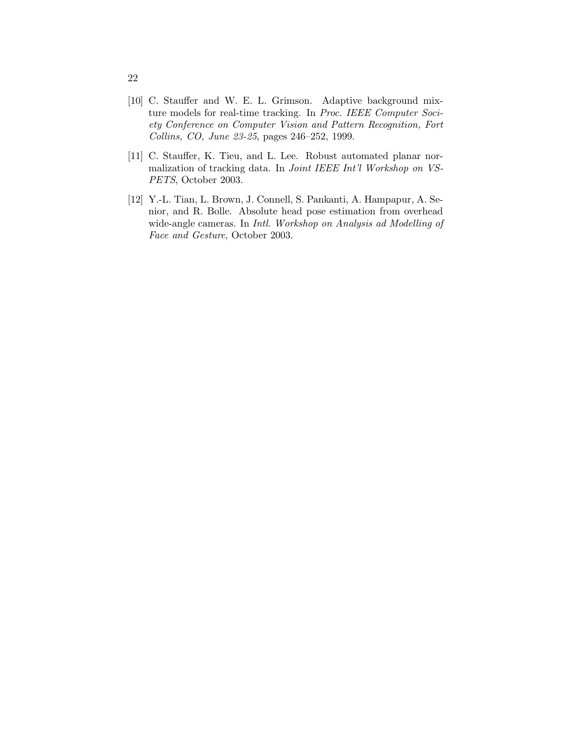[10] C. Stauffer and W. E. L. Grimson. Adaptive background mixture models for real-time tracking. In *Proc. IEEE Computer Society Conference on Computer Vision and Pattern Recognition, Fort Collins, CO, June 23-25*, pages 246–252, 1999.

[11] C. Stauffer, K. Tieu, and L. Lee. Robust automated planar normalization of tracking data. In *Joint IEEE Int'l Workshop on VS-PETS*, October 2003.

[12] Y.-L. Tian, L. Brown, J. Connell, S. Pankanti, A. Hampapur, A. Senior, and R. Bolle. Absolute head pose estimation from overhead wide-angle cameras. In *Intl. Workshop on Analysis ad Modelling of Face and Gesture*, October 2003.